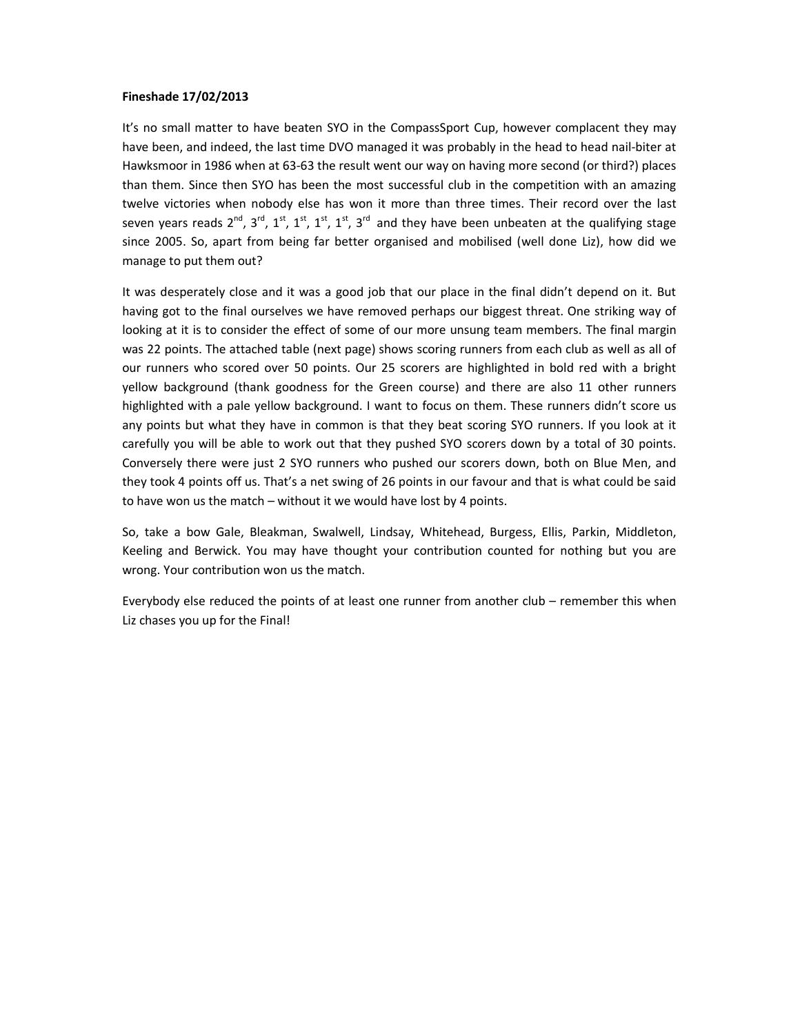**Fineshade 17/02/2013**

It's no small matter to have beaten SYO in the CompassSport Cup, however complacent they may have been, and indeed, the last time DVO managed it was probably in the head to head nail-biter at Hawksmoor in 1986 when at 63-63 the result went our way on having more second (or third?) places than them. Since then SYO has been the most successful club in the competition with an amazing twelve victories when nobody else has won it more than three times. Their record over the last seven years reads 2nd, 3rd, 1st, 1st, 1st, 1st, 3rd and they have been unbeaten at the qualifying stage since 2005. So, apart from being far better organised and mobilised (well done Liz), how did we manage to put them out?

It was desperately close and it was a good job that our place in the final didn't depend on it. But having got to the final ourselves we have removed perhaps our biggest threat. One striking way of looking at it is to consider the effect of some of our more unsung team members. The final margin was 22 points. The attached table (next page) shows scoring runners from each club as well as all of our runners who scored over 50 points. Our 25 scorers are highlighted in bold red with a bright yellow background (thank goodness for the Green course) and there are also 11 other runners highlighted with a pale yellow background. I want to focus on them. These runners didn't score us any points but what they have in common is that they beat scoring SYO runners. If you look at it carefully you will be able to work out that they pushed SYO scorers down by a total of 30 points. Conversely there were just 2 SYO runners who pushed our scorers down, both on Blue Men, and they took 4 points off us. That's a net swing of 26 points in our favour and that is what could be said to have won us the match – without it we would have lost by 4 points.

So, take a bow Gale, Bleakman, Swalwell, Lindsay, Whitehead, Burgess, Ellis, Parkin, Middleton, Keeling and Berwick. You may have thought your contribution counted for nothing but you are wrong. Your contribution won us the match.

Everybody else reduced the points of at least one runner from another club – remember this when Liz chases you up for the Final!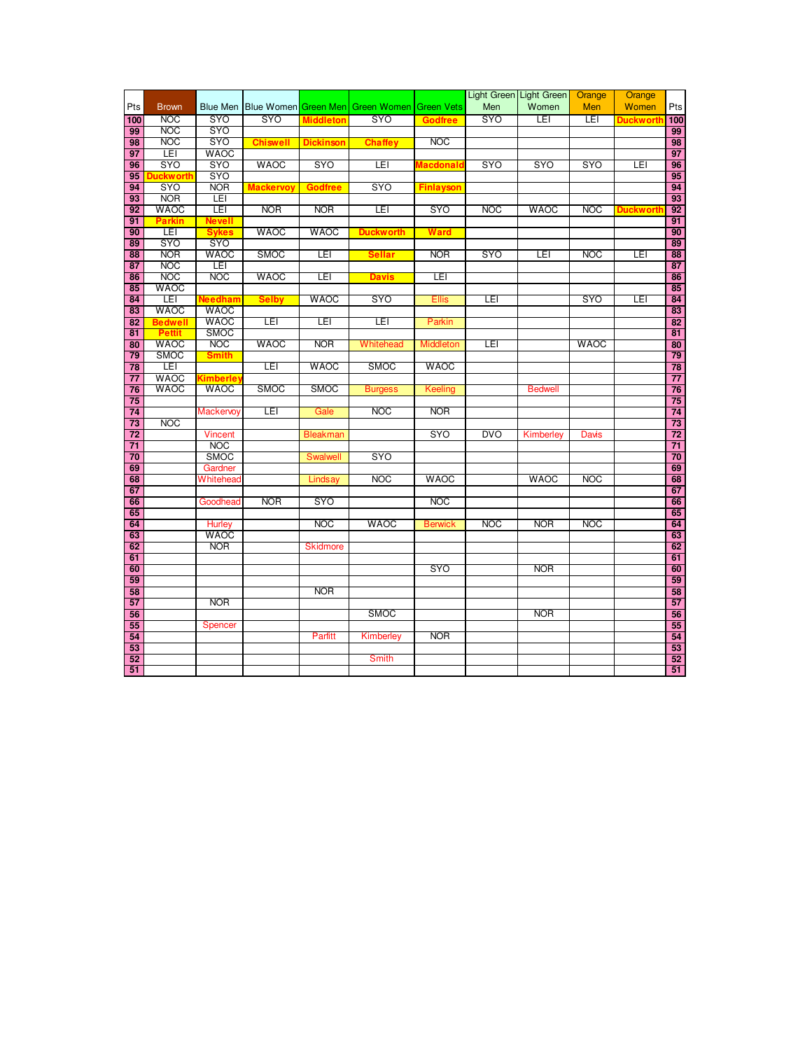| Pts | Brown | Blue Men | Blue Women | Green Men | Green Women | Green Vets | Light Green Men | Light Green Women | Orange Men | Orange Women | Pts |
|---|---|---|---|---|---|---|---|---|---|---|---|
| 100 | NOC | SYO | SYO | Middleton | SYO | Godfree | SYO | LEI | LEI | Duckworth | 100 |
| 99 | NOC | SYO | | | | | | | | | 99 |
| 98 | NOC | SYO | Chiswell | Dickinson | Chaffey | NOC | | | | | 98 |
| 97 | LEI | WAOC | | | | | | | | | 97 |
| 96 | SYO | SYO | WAOC | SYO | LEI | Macdonald | SYO | SYO | SYO | LEI | 96 |
| 95 | Duckworth | SYO | | | | | | | | | 95 |
| 94 | SYO | NOR | Mackervoy | Godfree | SYO | Finlayson | | | | | 94 |
| 93 | NOR | LEI | | | | | | | | | 93 |
| 92 | WAOC | LEI | NOR | NOR | LEI | SYO | NOC | WAOC | NOC | Duckworth | 92 |
| 91 | Parkin | Nevell | | | | | | | | | 91 |
| 90 | LEI | Sykes | WAOC | WAOC | Duckworth | Ward | | | | | 90 |
| 89 | SYO | SYO | | | | | | | | | 89 |
| 88 | NOR | WAOC | SMOC | LEI | Sellar | NOR | SYO | LEI | NOC | LEI | 88 |
| 87 | NOC | LEI | | | | | | | | | 87 |
| 86 | NOC | NOC | WAOC | LEI | Davis | LEI | | | | | 86 |
| 85 | WAOC | | | | | | | | | | 85 |
| 84 | LEI | Needham | Selby | WAOC | SYO | Ellis | LEI | | SYO | LEI | 84 |
| 83 | WAOC | WAOC | | | | | | | | | 83 |
| 82 | Bedwell | WAOC | LEI | LEI | LEI | Parkin | | | | | 82 |
| 81 | Pettit | SMOC | | | | | | | | | 81 |
| 80 | WAOC | NOC | WAOC | NOR | Whitehead | Middleton | LEI | | WAOC | | 80 |
| 79 | SMOC | Smith | | | | | | | | | 79 |
| 78 | LEI | | LEI | WAOC | SMOC | WAOC | | | | | 78 |
| 77 | WAOC | Kimberley | | | | | | | | | 77 |
| 76 | WAOC | WAOC | SMOC | SMOC | Burgess | Keeling | | Bedwell | | | 76 |
| 75 | | | | | | | | | | | 75 |
| 74 | | Mackervoy | LEI | Gale | NOC | NOR | | | | | 74 |
| 73 | NOC | | | | | | | | | | 73 |
| 72 | | Vincent | | Bleakman | | SYO | DVO | Kimberley | Davis | | 72 |
| 71 | | NOC | | | | | | | | | 71 |
| 70 | | SMOC | | Swalwell | SYO | | | | | | 70 |
| 69 | | Gardner | | | | | | | | | 69 |
| 68 | | Whitehead | | Lindsay | NOC | WAOC | | WAOC | NOC | | 68 |
| 67 | | | | | | | | | | | 67 |
| 66 | | Goodhead | NOR | SYO | | NOC | | | | | 66 |
| 65 | | | | | | | | | | | 65 |
| 64 | | Hurley | | NOC | WAOC | Berwick | NOC | NOR | NOC | | 64 |
| 63 | | WAOC | | | | | | | | | 63 |
| 62 | | NOR | | Skidmore | | | | | | | 62 |
| 61 | | | | | | | | | | | 61 |
| 60 | | | | | | SYO | | NOR | | | 60 |
| 59 | | | | | | | | | | | 59 |
| 58 | | | | NOR | | | | | | | 58 |
| 57 | | NOR | | | | | | | | | 57 |
| 56 | | | | | SMOC | | | NOR | | | 56 |
| 55 | | Spencer | | | | | | | | | 55 |
| 54 | | | | Parfitt | Kimberley | NOR | | | | | 54 |
| 53 | | | | | | | | | | | 53 |
| 52 | | | | | Smith | | | | | | 52 |
| 51 | | | | | | | | | | | 51 |